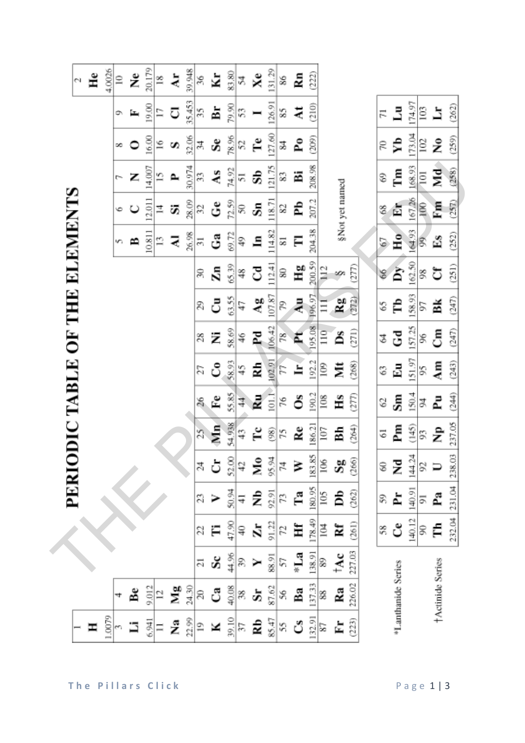# PERIODIC TABLE OF THE ELEMENTS

| 1<br>**H**<br>1.0079 | | | | | | | | | | | | | | | | | 2<br>**He**<br>4.0026 |
|---|---|---|---|---|---|---|---|---|---|---|---|---|---|---|---|---|---|
| 3<br>**Li**<br>6.941 | 4<br>**Be**<br>9.012 | | | | | | | | | | | 5<br>**B**<br>10.811 | 6<br>**C**<br>12.011 | 7<br>**N**<br>14.007 | 8<br>**O**<br>16.00 | 9<br>**F**<br>19.00 | 10<br>**Ne**<br>20.179 |
| 11<br>**Na**<br>22.99 | 12<br>**Mg**<br>24.30 | | | | | | | | | | | 13<br>**Al**<br>26.98 | 14<br>**Si**<br>28.09 | 15<br>**P**<br>30.974 | 16<br>**S**<br>32.06 | 17<br>**Cl**<br>35.453 | 18<br>**Ar**<br>39.948 |
| 19<br>**K**<br>39.10 | 20<br>**Ca**<br>40.08 | 21<br>**Sc**<br>44.96 | 22<br>**Ti**<br>47.90 | 23<br>**V**<br>50.94 | 24<br>**Cr**<br>52.00 | 25<br>**Mn**<br>54.938 | 26<br>**Fe**<br>55.85 | 27<br>**Co**<br>58.93 | 28<br>**Ni**<br>58.69 | 29<br>**Cu**<br>63.55 | 30<br>**Zn**<br>65.39 | 31<br>**Ga**<br>69.72 | 32<br>**Ge**<br>72.59 | 33<br>**As**<br>74.92 | 34<br>**Se**<br>78.96 | 35<br>**Br**<br>79.90 | 36<br>**Kr**<br>83.80 |
| 37<br>**Rb**<br>85.47 | 38<br>**Sr**<br>87.62 | 39<br>**Y**<br>88.91 | 40<br>**Zr**<br>91.22 | 41<br>**Nb**<br>92.91 | 42<br>**Mo**<br>95.94 | 43<br>**Tc**<br>(98) | 44<br>**Ru**<br>101.1 | 45<br>**Rh**<br>102.91 | 46<br>**Pd**<br>106.42 | 47<br>**Ag**<br>107.87 | 48<br>**Cd**<br>112.41 | 49<br>**In**<br>114.82 | 50<br>**Sn**<br>118.71 | 51<br>**Sb**<br>121.75 | 52<br>**Te**<br>127.60 | 53<br>**I**<br>126.91 | 54<br>**Xe**<br>131.29 |
| 55<br>**Cs**<br>132.91 | 56<br>**Ba**<br>137.33 | 57<br>***La**<br>138.91 | 72<br>**Hf**<br>178.49 | 73<br>**Ta**<br>180.95 | 74<br>**W**<br>183.85 | 75<br>**Re**<br>186.21 | 76<br>**Os**<br>190.2 | 77<br>**Ir**<br>192.2 | 78<br>**Pt**<br>195.08 | 79<br>**Au**<br>196.97 | 80<br>**Hg**<br>200.59 | 81<br>**Tl**<br>204.38 | 82<br>**Pb**<br>207.2 | 83<br>**Bi**<br>208.98 | 84<br>**Po**<br>(209) | 85<br>**At**<br>(210) | 86<br>**Rn**<br>(222) |
| 87<br>**Fr**<br>(223) | 88<br>**Ra**<br>226.02 | 89<br>**†Ac**<br>227.03 | 104<br>**Rf**<br>(261) | 105<br>**Db**<br>(262) | 106<br>**Sg**<br>(266) | 107<br>**Bh**<br>(264) | 108<br>**Hs**<br>(277) | 109<br>**Mt**<br>(268) | 110<br>**Ds**<br>(271) | 111<br>**Rg**<br>(272) | 112<br>**§**<br>(277) | | | | | | |

§Not yet named

| | | | | | | | | | | | | | | |
|---|---|---|---|---|---|---|---|---|---|---|---|---|---|---|
| *Lanthanide Series | 58<br>**Ce**<br>140.12 | 59<br>**Pr**<br>140.91 | 60<br>**Nd**<br>144.24 | 61<br>**Pm**<br>(145) | 62<br>**Sm**<br>150.4 | 63<br>**Eu**<br>151.97 | 64<br>**Gd**<br>157.25 | 65<br>**Tb**<br>158.93 | 66<br>**Dy**<br>162.50 | 67<br>**Ho**<br>164.93 | 68<br>**Er**<br>167.26 | 69<br>**Tm**<br>168.93 | 70<br>**Yb**<br>173.04 | 71<br>**Lu**<br>174.97 |
| †Actinide Series | 90<br>**Th**<br>232.04 | 91<br>**Pa**<br>231.04 | 92<br>**U**<br>238.03 | 93<br>**Np**<br>237.05 | 94<br>**Pu**<br>(244) | 95<br>**Am**<br>(243) | 96<br>**Cm**<br>(247) | 97<br>**Bk**<br>(247) | 98<br>**Cf**<br>(251) | 99<br>**Es**<br>(252) | 100<br>**Fm**<br>(257) | 101<br>**Md**<br>(258) | 102<br>**No**<br>(259) | 103<br>**Lr**<br>(262) |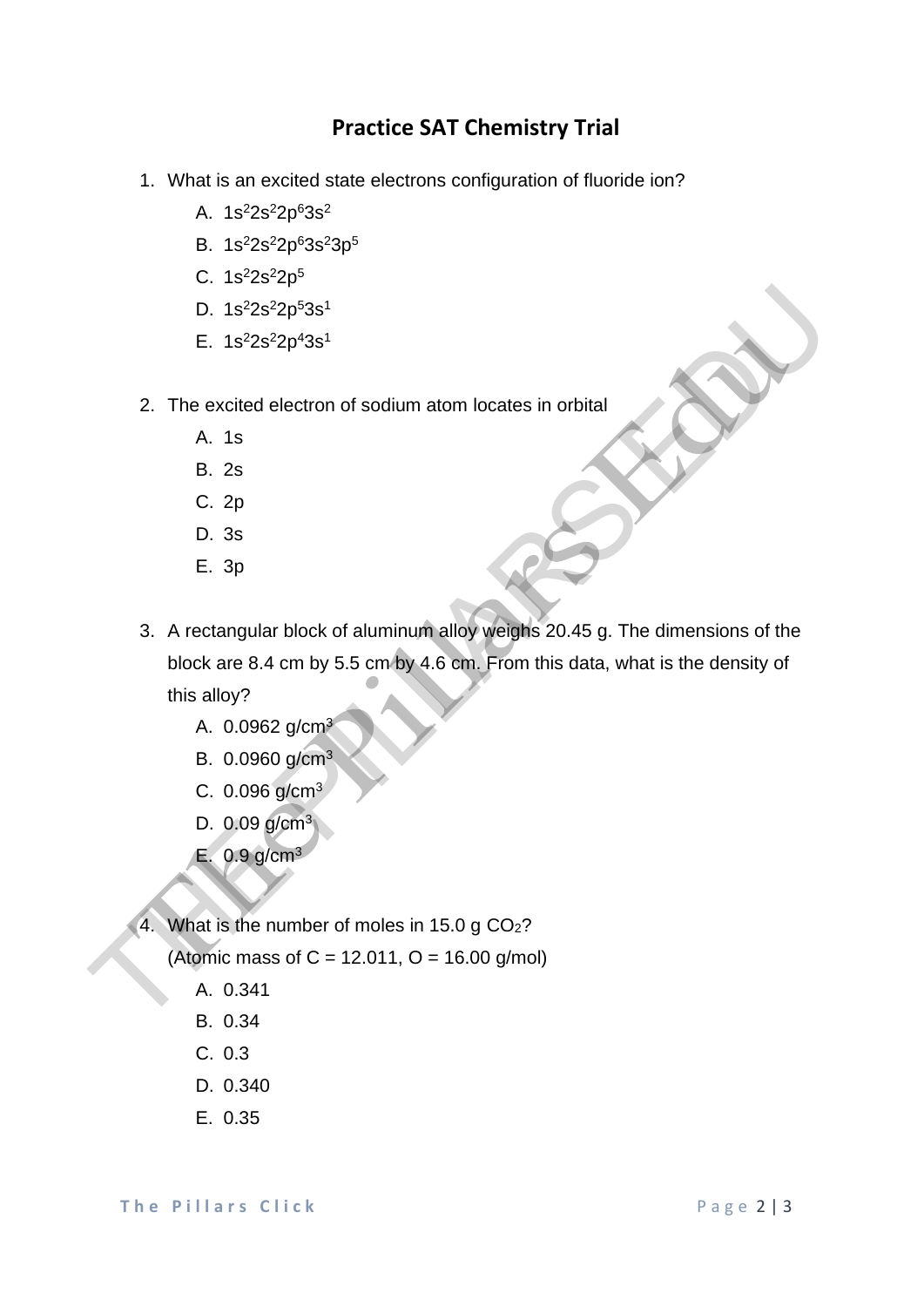## Practice SAT Chemistry Trial

1. What is an excited state electrons configuration of fluoride ion?
   - A. $1s^2 2s^2 2p^6 3s^2$
   - B. $1s^2 2s^2 2p^6 3s^2 3p^5$
   - C. $1s^2 2s^2 2p^5$
   - D. $1s^2 2s^2 2p^5 3s^1$
   - E. $1s^2 2s^2 2p^4 3s^1$

2. The excited electron of sodium atom locates in orbital
   - A. 1s
   - B. 2s
   - C. 2p
   - D. 3s
   - E. 3p

3. A rectangular block of aluminum alloy weighs 20.45 g. The dimensions of the block are 8.4 cm by 5.5 cm by 4.6 cm. From this data, what is the density of this alloy?
   - A. 0.0962 g/cm$^3$
   - B. 0.0960 g/cm$^3$
   - C. 0.096 g/cm$^3$
   - D. 0.09 g/cm$^3$
   - E. 0.9 g/cm$^3$

4. What is the number of moles in 15.0 g $CO_2$?
   (Atomic mass of C = 12.011, O = 16.00 g/mol)
   - A. 0.341
   - B. 0.34
   - C. 0.3
   - D. 0.340
   - E. 0.35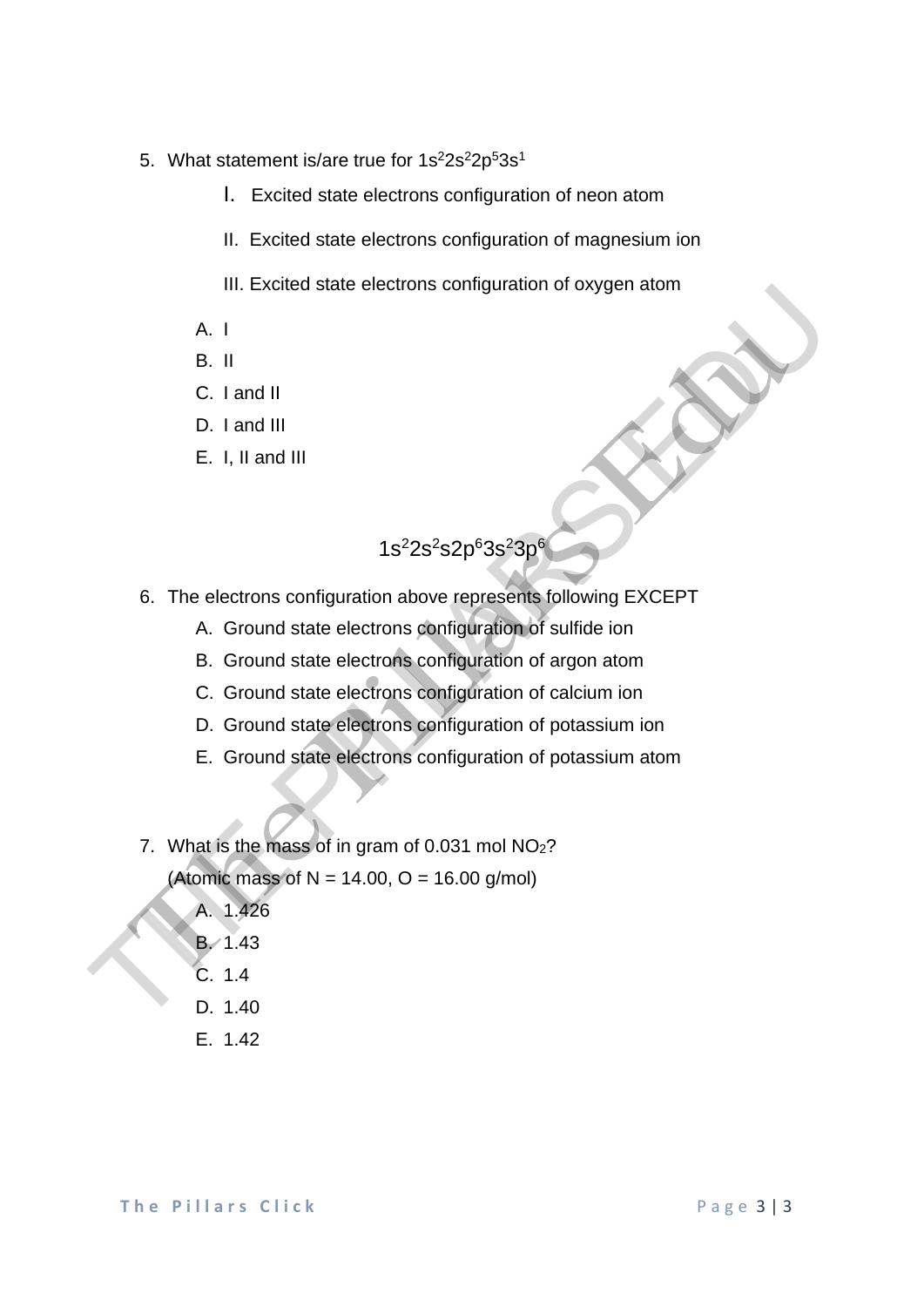5. What statement is/are true for $1s^2 2s^2 2p^5 3s^1$

   I. Excited state electrons configuration of neon atom

   II. Excited state electrons configuration of magnesium ion

   III. Excited state electrons configuration of oxygen atom

   A. I
   B. II
   C. I and II
   D. I and III
   E. I, II and III

$$1s^2 2s^2 s2p^6 3s^2 3p^6$$

6. The electrons configuration above represents following EXCEPT
   A. Ground state electrons configuration of sulfide ion
   B. Ground state electrons configuration of argon atom
   C. Ground state electrons configuration of calcium ion
   D. Ground state electrons configuration of potassium ion
   E. Ground state electrons configuration of potassium atom

7. What is the mass of in gram of 0.031 mol $NO_2$?
   (Atomic mass of N = 14.00, O = 16.00 g/mol)
   A. 1.426
   B. 1.43
   C. 1.4
   D. 1.40
   E. 1.42